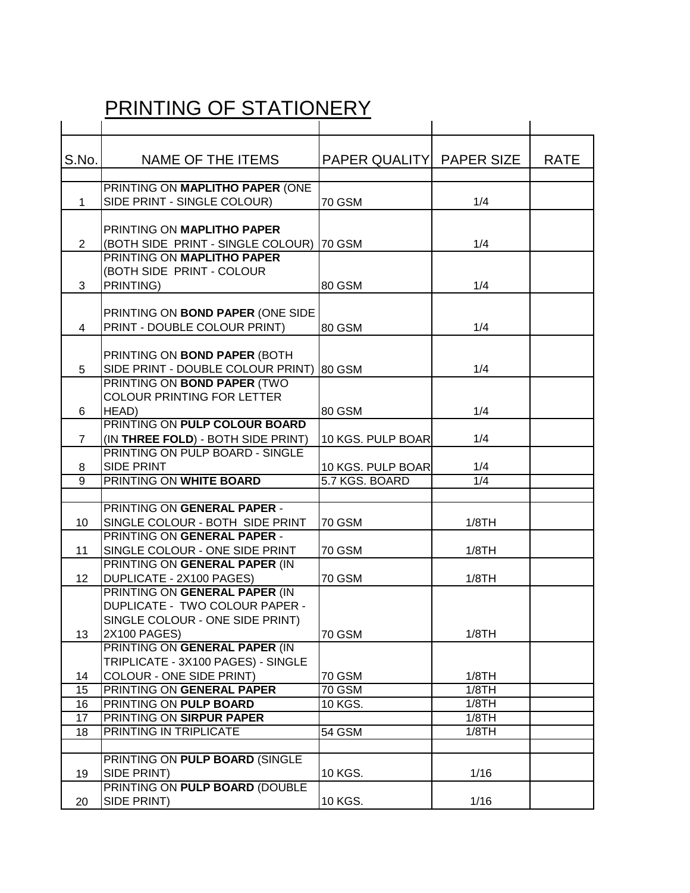# PRINTING OF STATIONERY

| S.No. | NAME OF THE ITEMS | PAPER QUALITY | PAPER SIZE | RATE |
|---|---|---|---|---|
| | | | | |
| 1 | PRINTING ON **MAPLITHO PAPER** (ONE SIDE PRINT - SINGLE COLOUR) | 70 GSM | 1/4 | |
| 2 | PRINTING ON **MAPLITHO PAPER** (BOTH SIDE PRINT - SINGLE COLOUR) | 70 GSM | 1/4 | |
| 3 | PRINTING ON **MAPLITHO PAPER** (BOTH SIDE PRINT - COLOUR PRINTING) | 80 GSM | 1/4 | |
| 4 | PRINTING ON **BOND PAPER** (ONE SIDE PRINT - DOUBLE COLOUR PRINT) | 80 GSM | 1/4 | |
| 5 | PRINTING ON **BOND PAPER** (BOTH SIDE PRINT - DOUBLE COLOUR PRINT) | 80 GSM | 1/4 | |
| 6 | PRINTING ON **BOND PAPER** (TWO COLOUR PRINTING FOR LETTER HEAD) | 80 GSM | 1/4 | |
| 7 | PRINTING ON **PULP COLOUR BOARD** (IN **THREE FOLD**) - BOTH SIDE PRINT) | 10 KGS. PULP BOAR | 1/4 | |
| 8 | PRINTING ON PULP BOARD - SINGLE SIDE PRINT | 10 KGS. PULP BOAR | 1/4 | |
| 9 | PRINTING ON **WHITE BOARD** | 5.7 KGS. BOARD | 1/4 | |
| | | | | |
| 10 | PRINTING ON **GENERAL PAPER** - SINGLE COLOUR - BOTH SIDE PRINT | 70 GSM | 1/8TH | |
| 11 | PRINTING ON **GENERAL PAPER** - SINGLE COLOUR - ONE SIDE PRINT | 70 GSM | 1/8TH | |
| 12 | PRINTING ON **GENERAL PAPER** (IN DUPLICATE - 2X100 PAGES) | 70 GSM | 1/8TH | |
| 13 | PRINTING ON **GENERAL PAPER** (IN DUPLICATE - TWO COLOUR PAPER - SINGLE COLOUR - ONE SIDE PRINT) 2X100 PAGES) | 70 GSM | 1/8TH | |
| 14 | PRINTING ON **GENERAL PAPER** (IN TRIPLICATE - 3X100 PAGES) - SINGLE COLOUR - ONE SIDE PRINT) | 70 GSM | 1/8TH | |
| 15 | PRINTING ON **GENERAL PAPER** | 70 GSM | 1/8TH | |
| 16 | PRINTING ON **PULP BOARD** | 10 KGS. | 1/8TH | |
| 17 | PRINTING ON **SIRPUR PAPER** | | 1/8TH | |
| 18 | PRINTING IN TRIPLICATE | 54 GSM | 1/8TH | |
| | | | | |
| 19 | PRINTING ON **PULP BOARD** (SINGLE SIDE PRINT) | 10 KGS. | 1/16 | |
| 20 | PRINTING ON **PULP BOARD** (DOUBLE SIDE PRINT) | 10 KGS. | 1/16 | |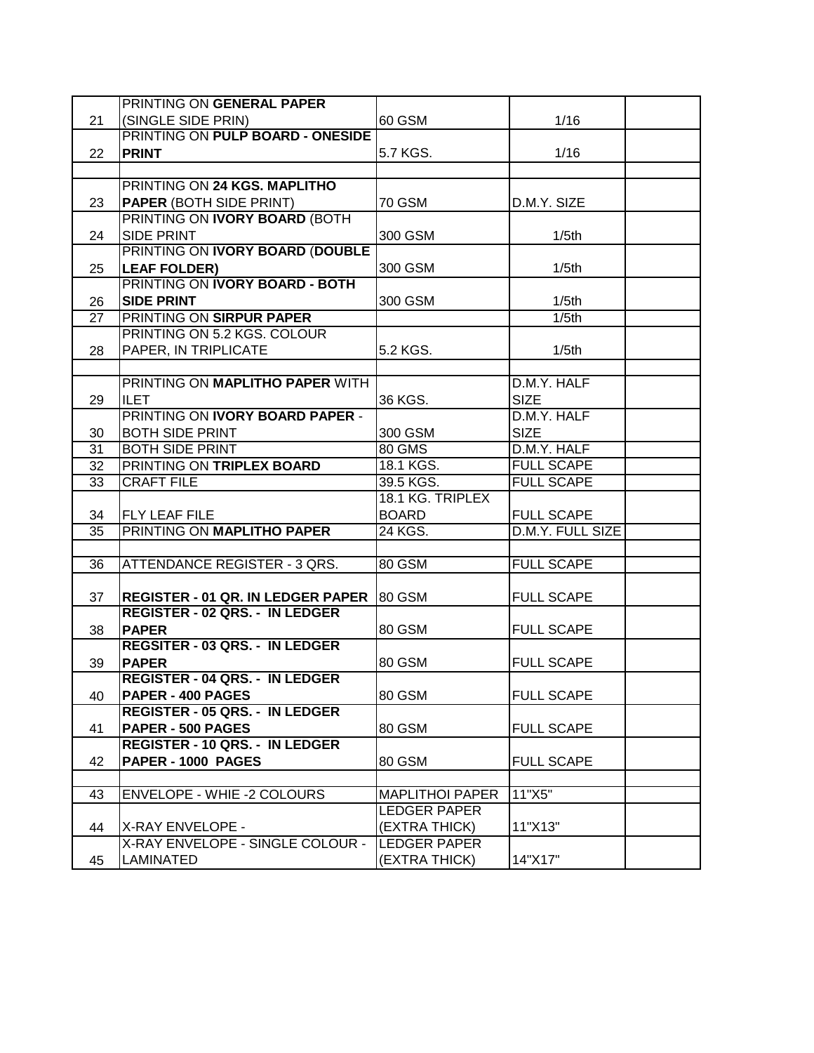| | | | | |
|---|---|---|---|---|
| 21 | PRINTING ON **GENERAL PAPER** (SINGLE SIDE PRIN) | 60 GSM | 1/16 | |
| 22 | PRINTING ON **PULP BOARD - ONESIDE PRINT** | 5.7 KGS. | 1/16 | |
| | | | | |
| 23 | PRINTING ON **24 KGS. MAPLITHO PAPER** (BOTH SIDE PRINT) | 70 GSM | D.M.Y. SIZE | |
| 24 | PRINTING ON **IVORY BOARD** (BOTH SIDE PRINT | 300 GSM | 1/5th | |
| 25 | PRINTING ON **IVORY BOARD** (**DOUBLE LEAF FOLDER)** | 300 GSM | 1/5th | |
| 26 | PRINTING ON **IVORY BOARD - BOTH SIDE PRINT** | 300 GSM | 1/5th | |
| 27 | PRINTING ON **SIRPUR PAPER** | | 1/5th | |
| 28 | PRINTING ON 5.2 KGS. COLOUR PAPER, IN TRIPLICATE | 5.2 KGS. | 1/5th | |
| | | | | |
| 29 | PRINTING ON **MAPLITHO PAPER** WITH ILET | 36 KGS. | D.M.Y. HALF SIZE | |
| 30 | PRINTING ON **IVORY BOARD PAPER** - BOTH SIDE PRINT | 300 GSM | D.M.Y. HALF SIZE | |
| 31 | BOTH SIDE PRINT | 80 GMS | D.M.Y. HALF | |
| 32 | PRINTING ON **TRIPLEX BOARD** | 18.1 KGS. | FULL SCAPE | |
| 33 | CRAFT FILE | 39.5 KGS. | FULL SCAPE | |
| 34 | FLY LEAF FILE | 18.1 KG. TRIPLEX BOARD | FULL SCAPE | |
| 35 | PRINTING ON **MAPLITHO PAPER** | 24 KGS. | D.M.Y. FULL SIZE | |
| | | | | |
| 36 | ATTENDANCE REGISTER - 3 QRS. | 80 GSM | FULL SCAPE | |
| 37 | **REGISTER - 01 QR. IN LEDGER PAPER** | 80 GSM | FULL SCAPE | |
| 38 | **REGISTER - 02 QRS. - IN LEDGER PAPER** | 80 GSM | FULL SCAPE | |
| 39 | **REGSITER - 03 QRS. - IN LEDGER PAPER** | 80 GSM | FULL SCAPE | |
| 40 | **REGISTER - 04 QRS. - IN LEDGER PAPER - 400 PAGES** | 80 GSM | FULL SCAPE | |
| 41 | **REGISTER - 05 QRS. - IN LEDGER PAPER - 500 PAGES** | 80 GSM | FULL SCAPE | |
| 42 | **REGISTER - 10 QRS. - IN LEDGER PAPER - 1000 PAGES** | 80 GSM | FULL SCAPE | |
| | | | | |
| 43 | ENVELOPE - WHIE -2 COLOURS | MAPLITHOI PAPER | 11"X5" | |
| 44 | X-RAY ENVELOPE - | LEDGER PAPER (EXTRA THICK) | 11"X13" | |
| 45 | X-RAY ENVELOPE - SINGLE COLOUR - LAMINATED | LEDGER PAPER (EXTRA THICK) | 14"X17" | |